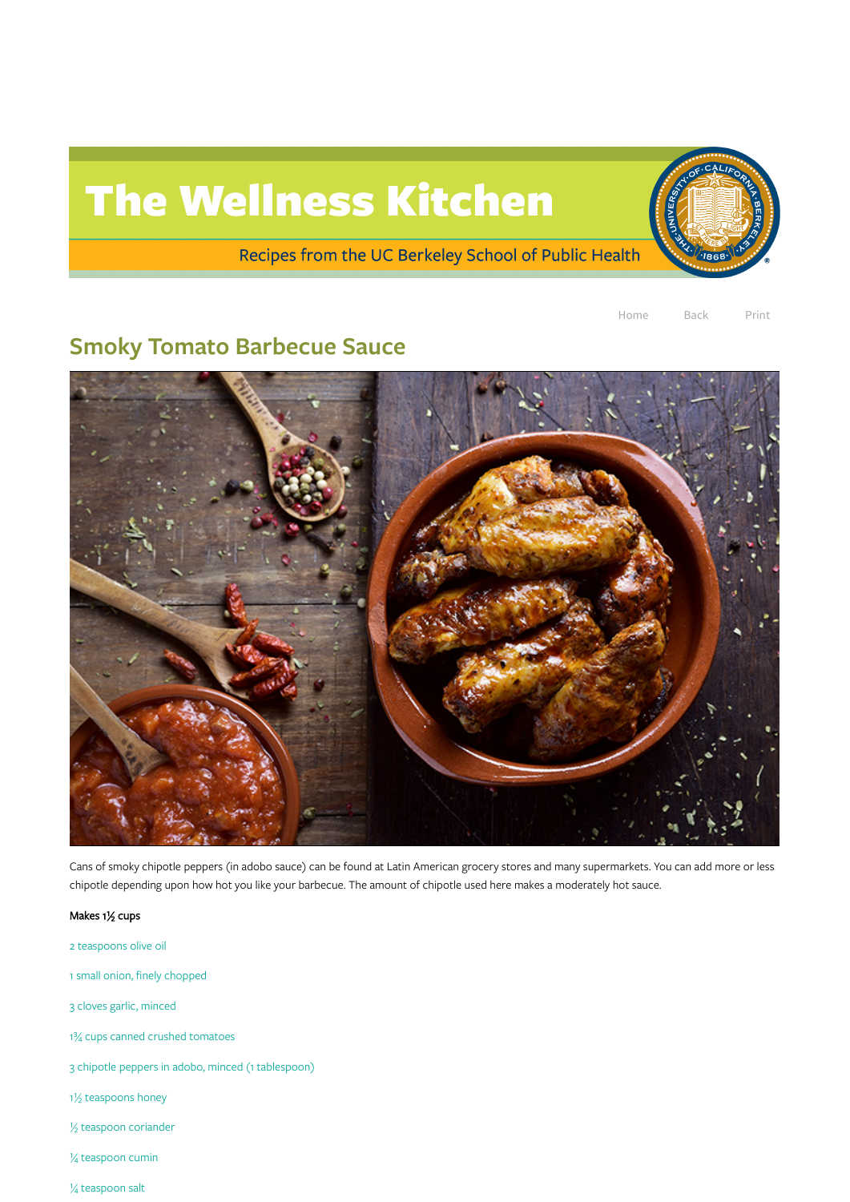# The Wellness Kitchen

Recipes from the UC Berkeley School of Public Health

Home Back Print

## Smoky Tomato Barbecue Sauce

Cans of smoky chipotle peppers (in adobo sauce) can be found at Latin American grocery stores and many supermarkets. You can add more or less chipotle depending upon how hot you like your barbecue. The amount of chipotle used here makes a moderately hot sauce.

**Makes 1½ cups**

2 teaspoons olive oil

1 small onion, finely chopped

3 cloves garlic, minced

1¾ cups canned crushed tomatoes

3 chipotle peppers in adobo, minced (1 tablespoon)

1½ teaspoons honey

½ teaspoon coriander

¼ teaspoon cumin

¼ teaspoon salt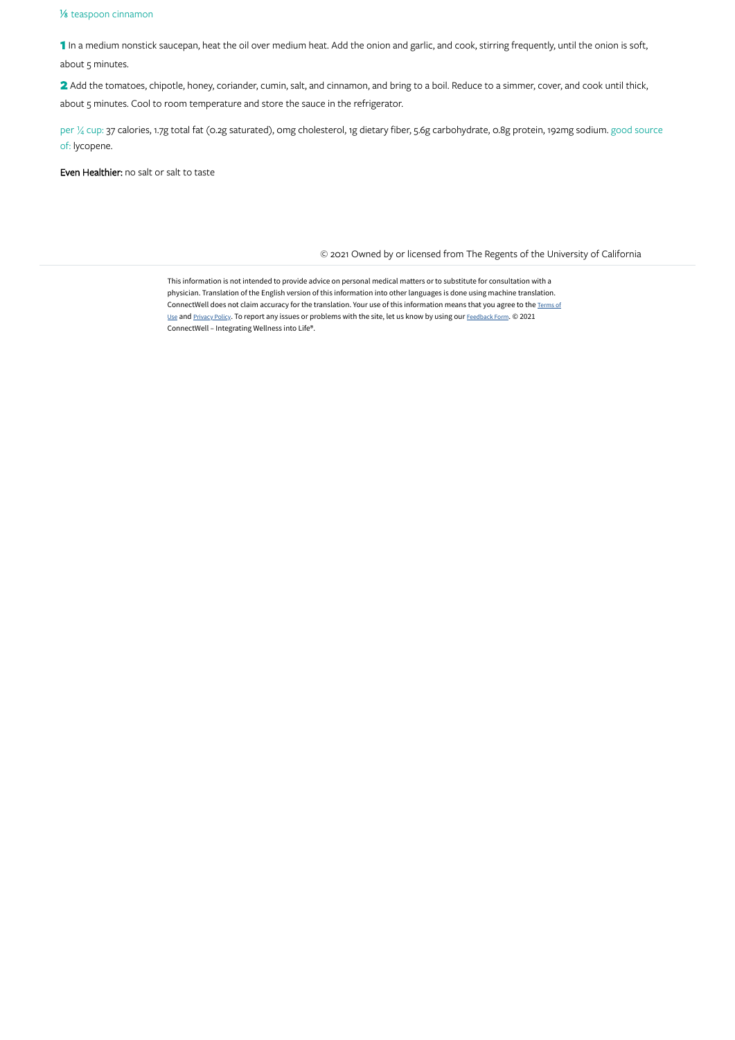⅛ teaspoon cinnamon

**1** In a medium nonstick saucepan, heat the oil over medium heat. Add the onion and garlic, and cook, stirring frequently, until the onion is soft, about 5 minutes.

**2** Add the tomatoes, chipotle, honey, coriander, cumin, salt, and cinnamon, and bring to a boil. Reduce to a simmer, cover, and cook until thick, about 5 minutes. Cool to room temperature and store the sauce in the refrigerator.

per ¼ cup: 37 calories, 1.7g total fat (0.2g saturated), 0mg cholesterol, 1g dietary fiber, 5.6g carbohydrate, 0.8g protein, 192mg sodium. good source of: lycopene.

**Even Healthier:** no salt or salt to taste

© 2021 Owned by or licensed from The Regents of the University of California

This information is not intended to provide advice on personal medical matters or to substitute for consultation with a physician. Translation of the English version of this information into other languages is done using machine translation. ConnectWell does not claim accuracy for the translation. Your use of this information means that you agree to the Terms of Use and Privacy Policy. To report any issues or problems with the site, let us know by using our Feedback Form. © 2021 ConnectWell – Integrating Wellness into Life®.